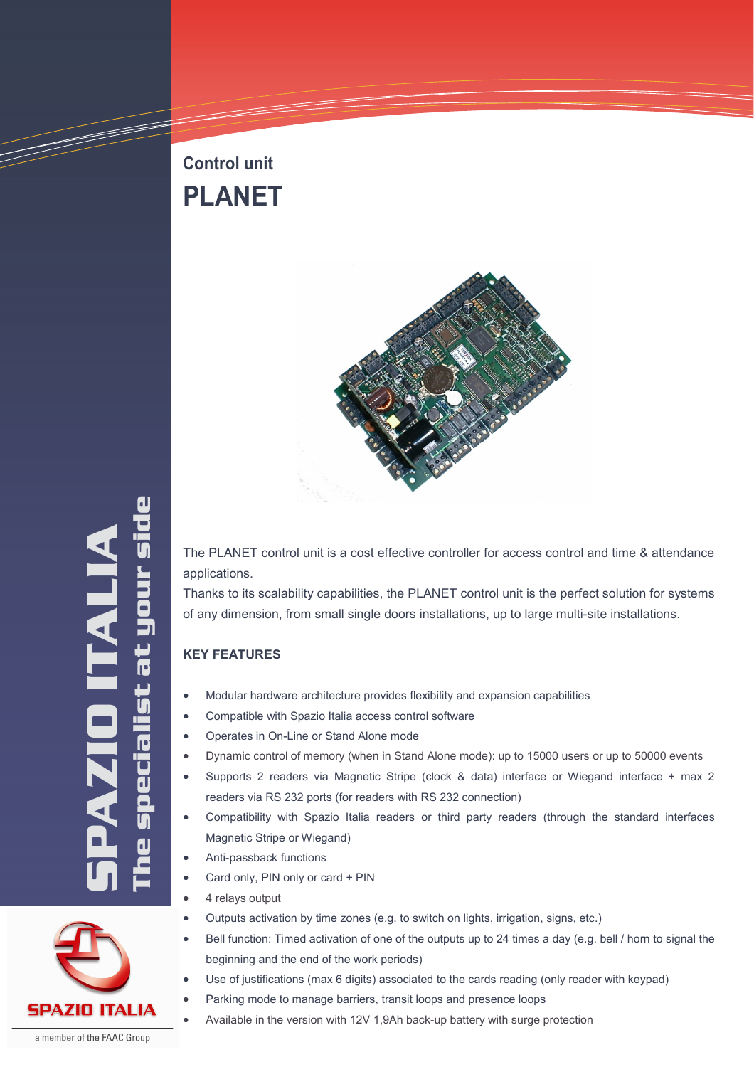Control unit

# PLANET

The PLANET control unit is a cost effective controller for access control and time & attendance applications.

Thanks to its scalability capabilities, the PLANET control unit is the perfect solution for systems of any dimension, from small single doors installations, up to large multi-site installations.

### KEY FEATURES

- Modular hardware architecture provides flexibility and expansion capabilities
- Compatible with Spazio Italia access control software
- Operates in On-Line or Stand Alone mode
- Dynamic control of memory (when in Stand Alone mode): up to 15000 users or up to 50000 events
- Supports 2 readers via Magnetic Stripe (clock & data) interface or Wiegand interface + max 2 readers via RS 232 ports (for readers with RS 232 connection)
- Compatibility with Spazio Italia readers or third party readers (through the standard interfaces Magnetic Stripe or Wiegand)
- Anti-passback functions
- Card only, PIN only or card + PIN
- 4 relays output
- Outputs activation by time zones (e.g. to switch on lights, irrigation, signs, etc.)
- Bell function: Timed activation of one of the outputs up to 24 times a day (e.g. bell / horn to signal the beginning and the end of the work periods)
- Use of justifications (max 6 digits) associated to the cards reading (only reader with keypad)
- Parking mode to manage barriers, transit loops and presence loops
- Available in the version with 12V 1,9Ah back-up battery with surge protection

SPAZIO ITALIA
The specialist at your side

SPAZIO ITALIA
a member of the FAAC Group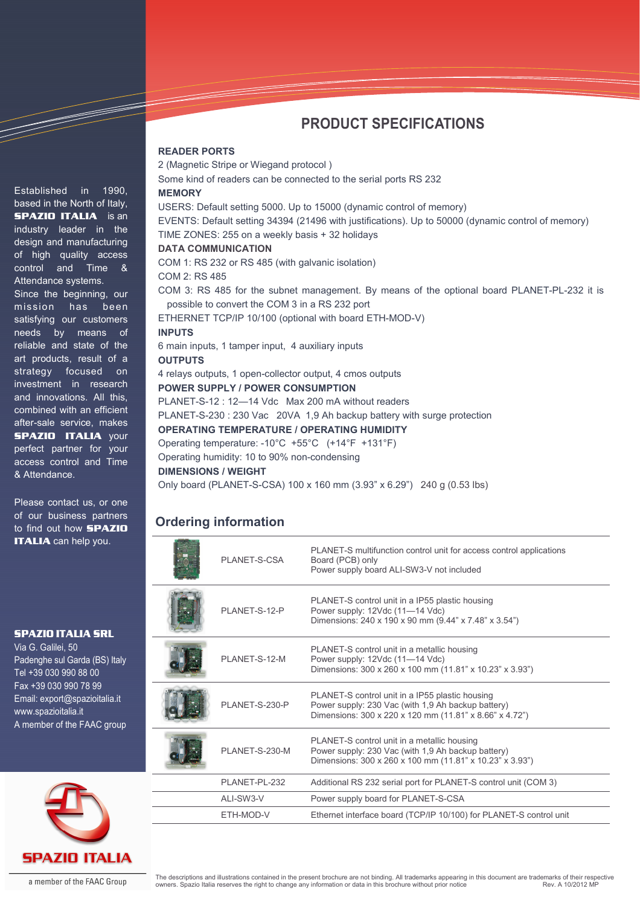Established in 1990, based in the North of Italy, **SPAZIO ITALIA** is an industry leader in the design and manufacturing of high quality access control and Time & Attendance systems.
Since the beginning, our mission has been satisfying our customers needs by means of reliable and state of the art products, result of a strategy focused on investment in research and innovations. All this, combined with an efficient after-sale service, makes **SPAZIO ITALIA** your perfect partner for your access control and Time & Attendance.

Please contact us, or one of our business partners to find out how **SPAZIO ITALIA** can help you.

**SPAZIO ITALIA SRL**
Via G. Galilei, 50
Padenghe sul Garda (BS) Italy
Tel +39 030 990 88 00
Fax +39 030 990 78 99
Email: export@spazioitalia.it
www.spazioitalia.it
A member of the FAAC group

SPAZIO ITALIA
a member of the FAAC Group

# PRODUCT SPECIFICATIONS

**READER PORTS**
2 (Magnetic Stripe or Wiegand protocol )
Some kind of readers can be connected to the serial ports RS 232

**MEMORY**
USERS: Default setting 5000. Up to 15000 (dynamic control of memory)
EVENTS: Default setting 34394 (21496 with justifications). Up to 50000 (dynamic control of memory)
TIME ZONES: 255 on a weekly basis + 32 holidays

**DATA COMMUNICATION**
COM 1: RS 232 or RS 485 (with galvanic isolation)
COM 2: RS 485
COM 3: RS 485 for the subnet management. By means of the optional board PLANET-PL-232 it is possible to convert the COM 3 in a RS 232 port
ETHERNET TCP/IP 10/100 (optional with board ETH-MOD-V)

**INPUTS**
6 main inputs, 1 tamper input, 4 auxiliary inputs

**OUTPUTS**
4 relays outputs, 1 open-collector output, 4 cmos outputs

**POWER SUPPLY / POWER CONSUMPTION**
PLANET-S-12 : 12—14 Vdc Max 200 mA without readers
PLANET-S-230 : 230 Vac 20VA 1,9 Ah backup battery with surge protection

**OPERATING TEMPERATURE / OPERATING HUMIDITY**
Operating temperature: -10°C +55°C (+14°F +131°F)
Operating humidity: 10 to 90% non-condensing

**DIMENSIONS / WEIGHT**
Only board (PLANET-S-CSA) 100 x 160 mm (3.93” x 6.29”) 240 g (0.53 lbs)

## Ordering information

| | | |
|---|---|---|
| | PLANET-S-CSA | PLANET-S multifunction control unit for access control applications<br>Board (PCB) only<br>Power supply board ALI-SW3-V not included |
| | PLANET-S-12-P | PLANET-S control unit in a IP55 plastic housing<br>Power supply: 12Vdc (11—14 Vdc)<br>Dimensions: 240 x 190 x 90 mm (9.44” x 7.48” x 3.54”) |
| | PLANET-S-12-M | PLANET-S control unit in a metallic housing<br>Power supply: 12Vdc (11—14 Vdc)<br>Dimensions: 300 x 260 x 100 mm (11.81” x 10.23” x 3.93”) |
| | PLANET-S-230-P | PLANET-S control unit in a IP55 plastic housing<br>Power supply: 230 Vac (with 1,9 Ah backup battery)<br>Dimensions: 300 x 220 x 120 mm (11.81” x 8.66” x 4.72”) |
| | PLANET-S-230-M | PLANET-S control unit in a metallic housing<br>Power supply: 230 Vac (with 1,9 Ah backup battery)<br>Dimensions: 300 x 260 x 100 mm (11.81” x 10.23” x 3.93”) |
| | PLANET-PL-232 | Additional RS 232 serial port for PLANET-S control unit (COM 3) |
| | ALI-SW3-V | Power supply board for PLANET-S-CSA |
| | ETH-MOD-V | Ethernet interface board (TCP/IP 10/100) for PLANET-S control unit |

The descriptions and illustrations contained in the present brochure are not binding. All trademarks appearing in this document are trademarks of their respective owners. Spazio Italia reserves the right to change any information or data in this brochure without prior notice Rev. A 10/2012 MP